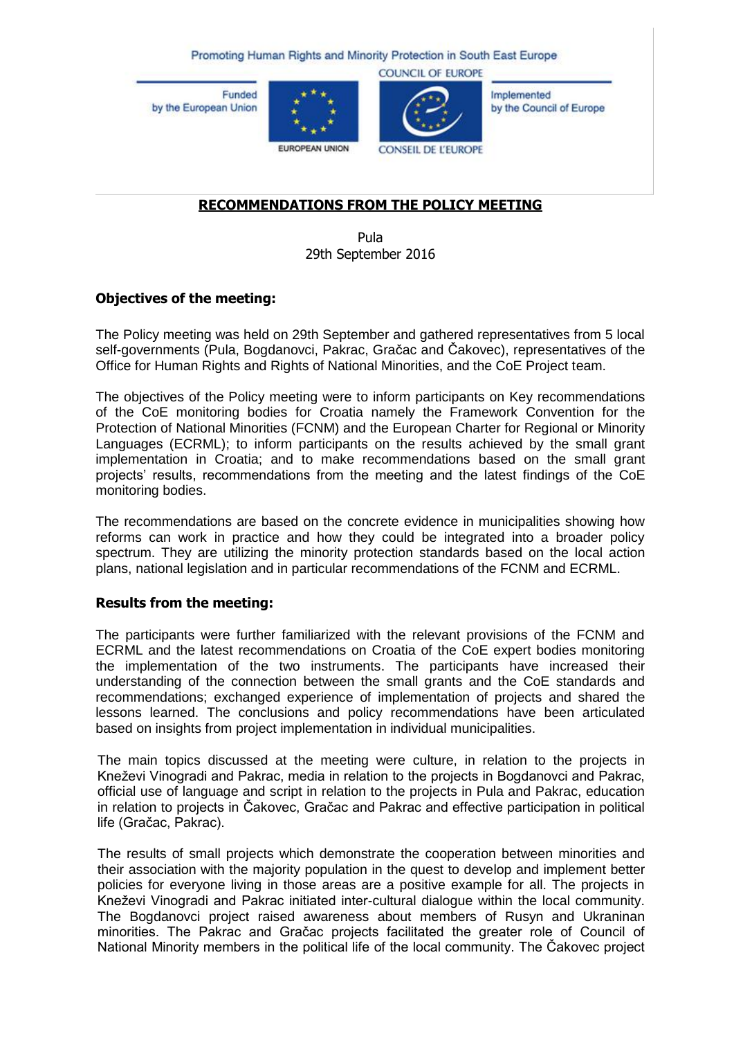Promoting Human Rights and Minority Protection in South East Europe

Funded by the European Union

Implemented by the Council of Europe

# RECOMMENDATIONS FROM THE POLICY MEETING

Pula
29th September 2016

## Objectives of the meeting:

The Policy meeting was held on 29th September and gathered representatives from 5 local self-governments (Pula, Bogdanovci, Pakrac, Gračac and Čakovec), representatives of the Office for Human Rights and Rights of National Minorities, and the CoE Project team.

The objectives of the Policy meeting were to inform participants on Key recommendations of the CoE monitoring bodies for Croatia namely the Framework Convention for the Protection of National Minorities (FCNM) and the European Charter for Regional or Minority Languages (ECRML); to inform participants on the results achieved by the small grant implementation in Croatia; and to make recommendations based on the small grant projects' results, recommendations from the meeting and the latest findings of the CoE monitoring bodies.

The recommendations are based on the concrete evidence in municipalities showing how reforms can work in practice and how they could be integrated into a broader policy spectrum. They are utilizing the minority protection standards based on the local action plans, national legislation and in particular recommendations of the FCNM and ECRML.

## Results from the meeting:

The participants were further familiarized with the relevant provisions of the FCNM and ECRML and the latest recommendations on Croatia of the CoE expert bodies monitoring the implementation of the two instruments. The participants have increased their understanding of the connection between the small grants and the CoE standards and recommendations; exchanged experience of implementation of projects and shared the lessons learned. The conclusions and policy recommendations have been articulated based on insights from project implementation in individual municipalities.

The main topics discussed at the meeting were culture, in relation to the projects in Kneževi Vinogradi and Pakrac, media in relation to the projects in Bogdanovci and Pakrac, official use of language and script in relation to the projects in Pula and Pakrac, education in relation to projects in Čakovec, Gračac and Pakrac and effective participation in political life (Gračac, Pakrac).

The results of small projects which demonstrate the cooperation between minorities and their association with the majority population in the quest to develop and implement better policies for everyone living in those areas are a positive example for all. The projects in Kneževi Vinogradi and Pakrac initiated inter-cultural dialogue within the local community. The Bogdanovci project raised awareness about members of Rusyn and Ukraninan minorities. The Pakrac and Gračac projects facilitated the greater role of Council of National Minority members in the political life of the local community. The Čakovec project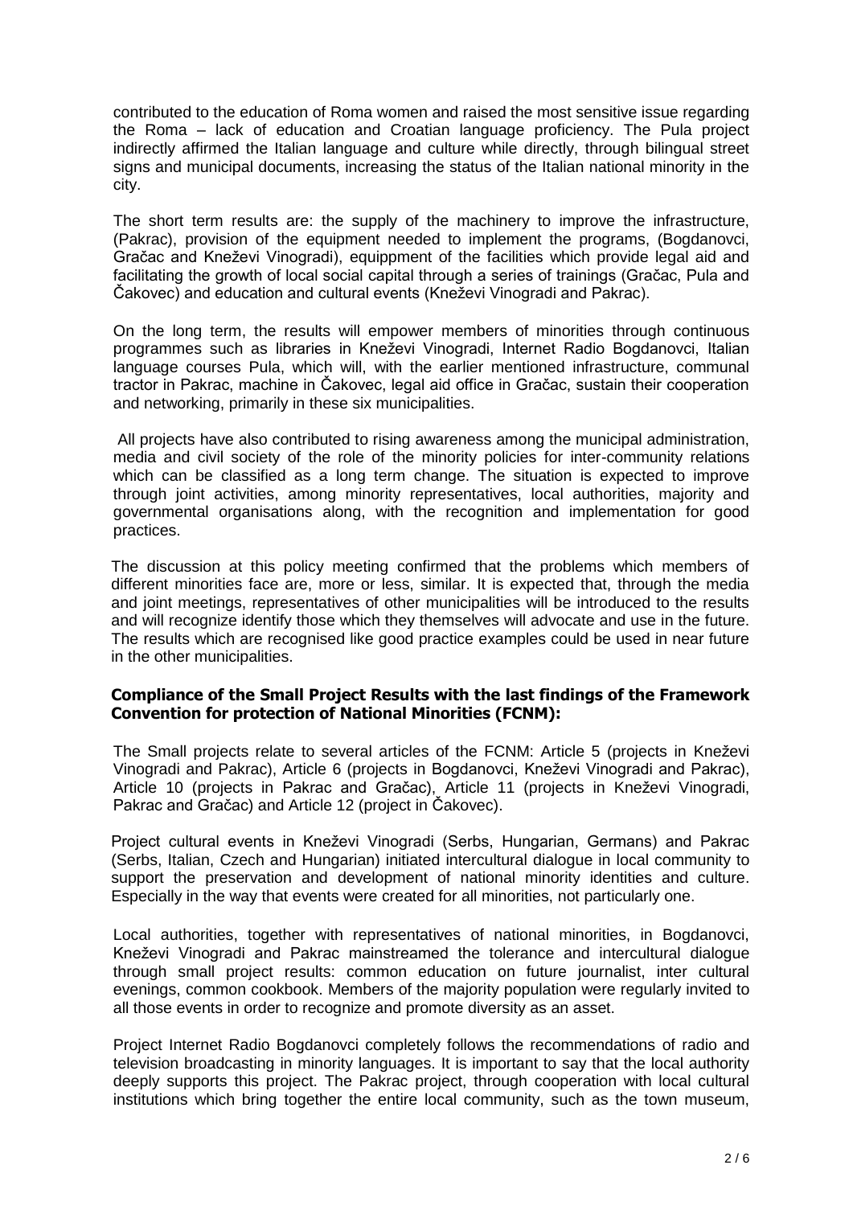contributed to the education of Roma women and raised the most sensitive issue regarding the Roma – lack of education and Croatian language proficiency. The Pula project indirectly affirmed the Italian language and culture while directly, through bilingual street signs and municipal documents, increasing the status of the Italian national minority in the city.

The short term results are: the supply of the machinery to improve the infrastructure, (Pakrac), provision of the equipment needed to implement the programs, (Bogdanovci, Gračac and Kneževi Vinogradi), equippment of the facilities which provide legal aid and facilitating the growth of local social capital through a series of trainings (Gračac, Pula and Čakovec) and education and cultural events (Kneževi Vinogradi and Pakrac).

On the long term, the results will empower members of minorities through continuous programmes such as libraries in Kneževi Vinogradi, Internet Radio Bogdanovci, Italian language courses Pula, which will, with the earlier mentioned infrastructure, communal tractor in Pakrac, machine in Čakovec, legal aid office in Gračac, sustain their cooperation and networking, primarily in these six municipalities.

All projects have also contributed to rising awareness among the municipal administration, media and civil society of the role of the minority policies for inter-community relations which can be classified as a long term change. The situation is expected to improve through joint activities, among minority representatives, local authorities, majority and governmental organisations along, with the recognition and implementation for good practices.

The discussion at this policy meeting confirmed that the problems which members of different minorities face are, more or less, similar. It is expected that, through the media and joint meetings, representatives of other municipalities will be introduced to the results and will recognize identify those which they themselves will advocate and use in the future. The results which are recognised like good practice examples could be used in near future in the other municipalities.

**Compliance of the Small Project Results with the last findings of the Framework Convention for protection of National Minorities (FCNM):**

The Small projects relate to several articles of the FCNM: Article 5 (projects in Kneževi Vinogradi and Pakrac), Article 6 (projects in Bogdanovci, Kneževi Vinogradi and Pakrac), Article 10 (projects in Pakrac and Gračac), Article 11 (projects in Kneževi Vinogradi, Pakrac and Gračac) and Article 12 (project in Čakovec).

Project cultural events in Kneževi Vinogradi (Serbs, Hungarian, Germans) and Pakrac (Serbs, Italian, Czech and Hungarian) initiated intercultural dialogue in local community to support the preservation and development of national minority identities and culture. Especially in the way that events were created for all minorities, not particularly one.

Local authorities, together with representatives of national minorities, in Bogdanovci, Kneževi Vinogradi and Pakrac mainstreamed the tolerance and intercultural dialogue through small project results: common education on future journalist, inter cultural evenings, common cookbook. Members of the majority population were regularly invited to all those events in order to recognize and promote diversity as an asset.

Project Internet Radio Bogdanovci completely follows the recommendations of radio and television broadcasting in minority languages. It is important to say that the local authority deeply supports this project. The Pakrac project, through cooperation with local cultural institutions which bring together the entire local community, such as the town museum,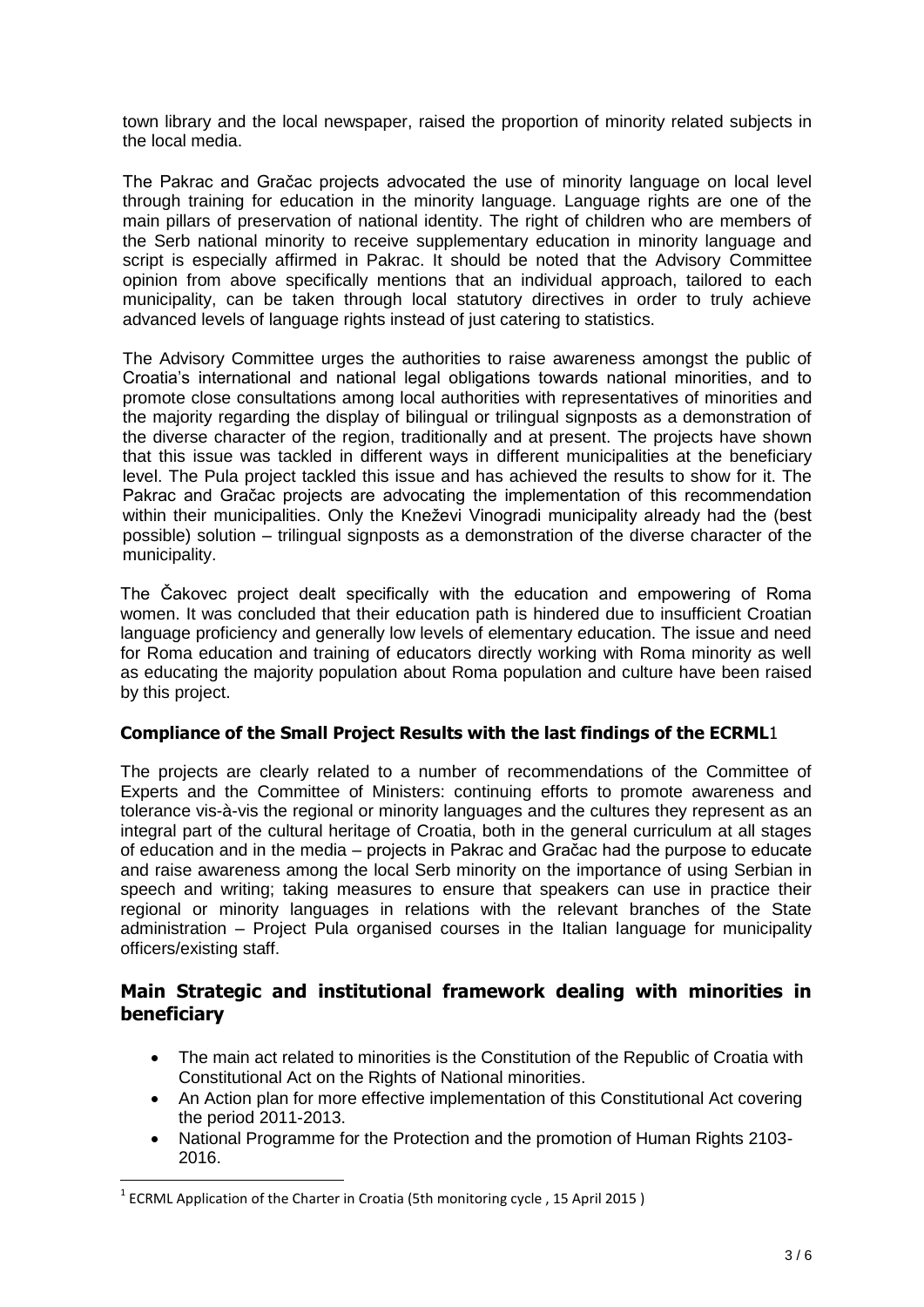town library and the local newspaper, raised the proportion of minority related subjects in the local media.

The Pakrac and Gračac projects advocated the use of minority language on local level through training for education in the minority language. Language rights are one of the main pillars of preservation of national identity. The right of children who are members of the Serb national minority to receive supplementary education in minority language and script is especially affirmed in Pakrac. It should be noted that the Advisory Committee opinion from above specifically mentions that an individual approach, tailored to each municipality, can be taken through local statutory directives in order to truly achieve advanced levels of language rights instead of just catering to statistics.

The Advisory Committee urges the authorities to raise awareness amongst the public of Croatia's international and national legal obligations towards national minorities, and to promote close consultations among local authorities with representatives of minorities and the majority regarding the display of bilingual or trilingual signposts as a demonstration of the diverse character of the region, traditionally and at present. The projects have shown that this issue was tackled in different ways in different municipalities at the beneficiary level. The Pula project tackled this issue and has achieved the results to show for it. The Pakrac and Gračac projects are advocating the implementation of this recommendation within their municipalities. Only the Kneževi Vinogradi municipality already had the (best possible) solution – trilingual signposts as a demonstration of the diverse character of the municipality.

The Čakovec project dealt specifically with the education and empowering of Roma women. It was concluded that their education path is hindered due to insufficient Croatian language proficiency and generally low levels of elementary education. The issue and need for Roma education and training of educators directly working with Roma minority as well as educating the majority population about Roma population and culture have been raised by this project.

### Compliance of the Small Project Results with the last findings of the ECRML[1]

The projects are clearly related to a number of recommendations of the Committee of Experts and the Committee of Ministers: continuing efforts to promote awareness and tolerance vis-à-vis the regional or minority languages and the cultures they represent as an integral part of the cultural heritage of Croatia, both in the general curriculum at all stages of education and in the media – projects in Pakrac and Gračac had the purpose to educate and raise awareness among the local Serb minority on the importance of using Serbian in speech and writing; taking measures to ensure that speakers can use in practice their regional or minority languages in relations with the relevant branches of the State administration – Project Pula organised courses in the Italian language for municipality officers/existing staff.

## Main Strategic and institutional framework dealing with minorities in beneficiary

- The main act related to minorities is the Constitution of the Republic of Croatia with Constitutional Act on the Rights of National minorities.
- An Action plan for more effective implementation of this Constitutional Act covering the period 2011-2013.
- National Programme for the Protection and the promotion of Human Rights 2103-2016.

[1] ECRML Application of the Charter in Croatia (5th monitoring cycle , 15 April 2015 )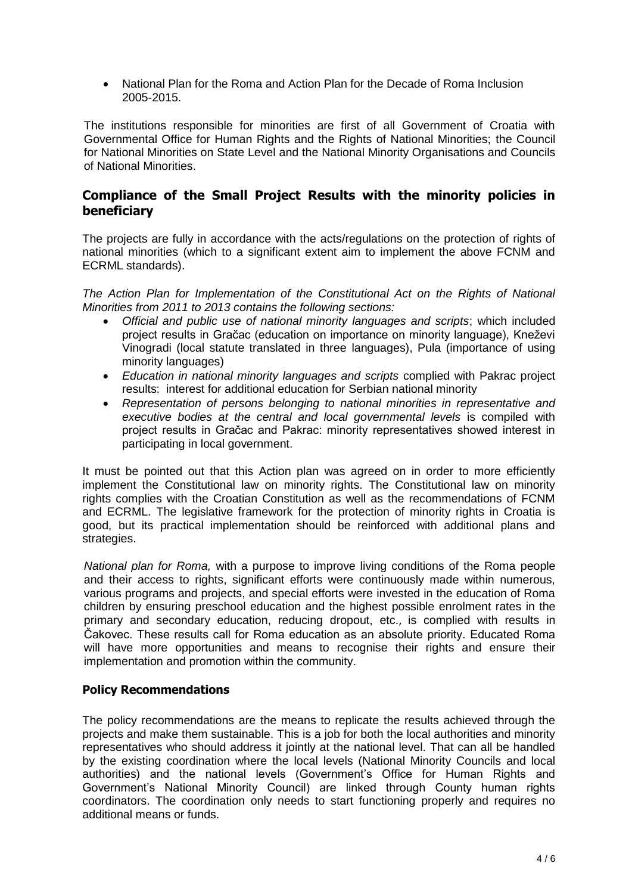- National Plan for the Roma and Action Plan for the Decade of Roma Inclusion 2005-2015.

The institutions responsible for minorities are first of all Government of Croatia with Governmental Office for Human Rights and the Rights of National Minorities; the Council for National Minorities on State Level and the National Minority Organisations and Councils of National Minorities.

## Compliance of the Small Project Results with the minority policies in beneficiary

The projects are fully in accordance with the acts/regulations on the protection of rights of national minorities (which to a significant extent aim to implement the above FCNM and ECRML standards).

*The Action Plan for Implementation of the Constitutional Act on the Rights of National Minorities from 2011 to 2013 contains the following sections:*

- *Official and public use of national minority languages and scripts*; which included project results in Gračac (education on importance on minority language), Kneževi Vinogradi (local statute translated in three languages), Pula (importance of using minority languages)
- *Education in national minority languages and scripts* complied with Pakrac project results: interest for additional education for Serbian national minority
- *Representation of persons belonging to national minorities in representative and executive bodies at the central and local governmental levels* is compiled with project results in Gračac and Pakrac: minority representatives showed interest in participating in local government.

It must be pointed out that this Action plan was agreed on in order to more efficiently implement the Constitutional law on minority rights. The Constitutional law on minority rights complies with the Croatian Constitution as well as the recommendations of FCNM and ECRML. The legislative framework for the protection of minority rights in Croatia is good, but its practical implementation should be reinforced with additional plans and strategies.

*National plan for Roma,* with a purpose to improve living conditions of the Roma people and their access to rights, significant efforts were continuously made within numerous, various programs and projects, and special efforts were invested in the education of Roma children by ensuring preschool education and the highest possible enrolment rates in the primary and secondary education, reducing dropout, etc., is complied with results in Čakovec. These results call for Roma education as an absolute priority. Educated Roma will have more opportunities and means to recognise their rights and ensure their implementation and promotion within the community.

### Policy Recommendations

The policy recommendations are the means to replicate the results achieved through the projects and make them sustainable. This is a job for both the local authorities and minority representatives who should address it jointly at the national level. That can all be handled by the existing coordination where the local levels (National Minority Councils and local authorities) and the national levels (Government's Office for Human Rights and Government's National Minority Council) are linked through County human rights coordinators. The coordination only needs to start functioning properly and requires no additional means or funds.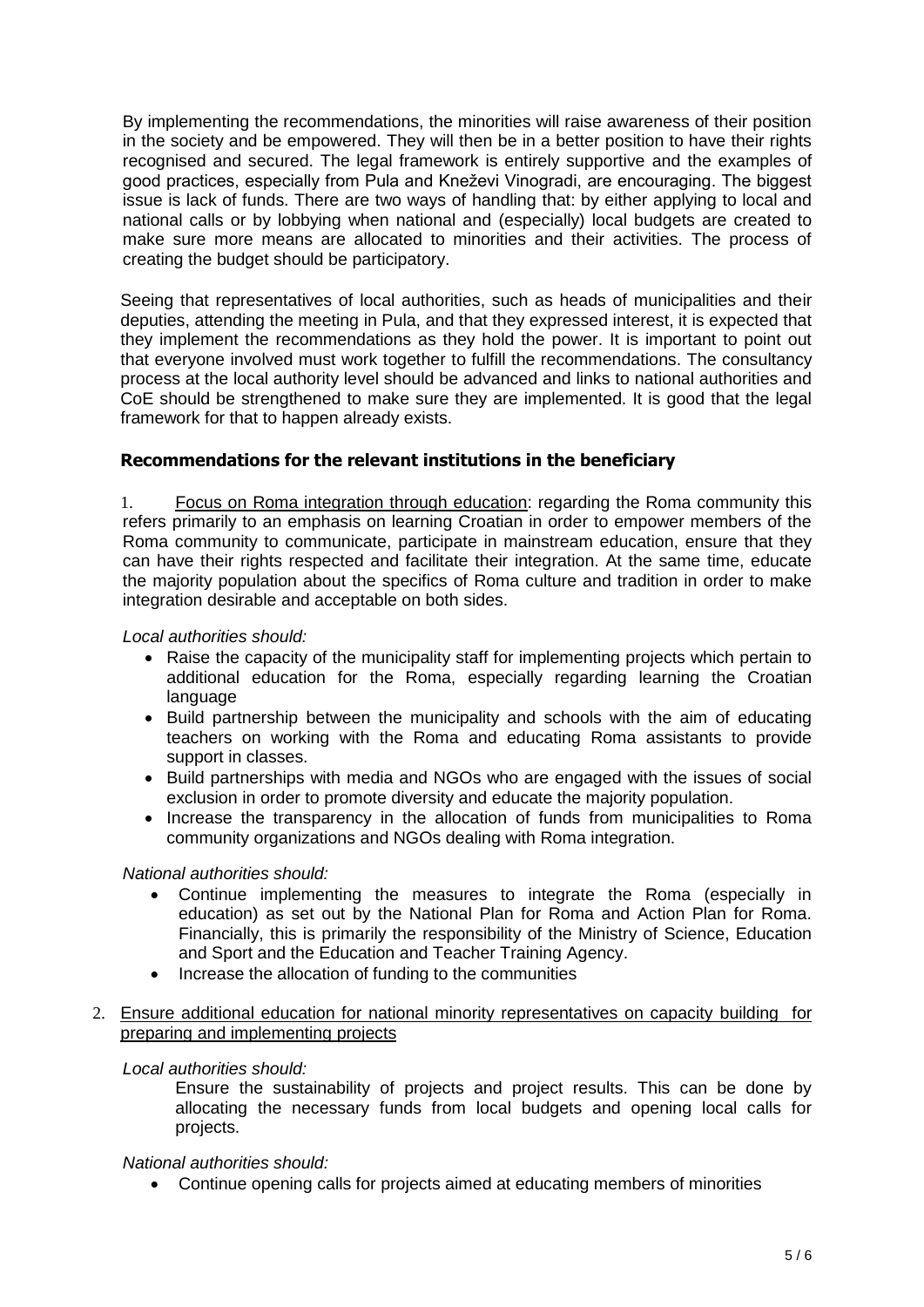By implementing the recommendations, the minorities will raise awareness of their position in the society and be empowered. They will then be in a better position to have their rights recognised and secured. The legal framework is entirely supportive and the examples of good practices, especially from Pula and Kneževi Vinogradi, are encouraging. The biggest issue is lack of funds. There are two ways of handling that: by either applying to local and national calls or by lobbying when national and (especially) local budgets are created to make sure more means are allocated to minorities and their activities. The process of creating the budget should be participatory.

Seeing that representatives of local authorities, such as heads of municipalities and their deputies, attending the meeting in Pula, and that they expressed interest, it is expected that they implement the recommendations as they hold the power. It is important to point out that everyone involved must work together to fulfill the recommendations. The consultancy process at the local authority level should be advanced and links to national authorities and CoE should be strengthened to make sure they are implemented. It is good that the legal framework for that to happen already exists.

### Recommendations for the relevant institutions in the beneficiary

1. Focus on Roma integration through education: regarding the Roma community this refers primarily to an emphasis on learning Croatian in order to empower members of the Roma community to communicate, participate in mainstream education, ensure that they can have their rights respected and facilitate their integration. At the same time, educate the majority population about the specifics of Roma culture and tradition in order to make integration desirable and acceptable on both sides.

*Local authorities should:*

- Raise the capacity of the municipality staff for implementing projects which pertain to additional education for the Roma, especially regarding learning the Croatian language
- Build partnership between the municipality and schools with the aim of educating teachers on working with the Roma and educating Roma assistants to provide support in classes.
- Build partnerships with media and NGOs who are engaged with the issues of social exclusion in order to promote diversity and educate the majority population.
- Increase the transparency in the allocation of funds from municipalities to Roma community organizations and NGOs dealing with Roma integration.

*National authorities should:*

- Continue implementing the measures to integrate the Roma (especially in education) as set out by the National Plan for Roma and Action Plan for Roma. Financially, this is primarily the responsibility of the Ministry of Science, Education and Sport and the Education and Teacher Training Agency.
- Increase the allocation of funding to the communities

2. Ensure additional education for national minority representatives on capacity building for preparing and implementing projects

*Local authorities should:*

Ensure the sustainability of projects and project results. This can be done by allocating the necessary funds from local budgets and opening local calls for projects.

*National authorities should:*

- Continue opening calls for projects aimed at educating members of minorities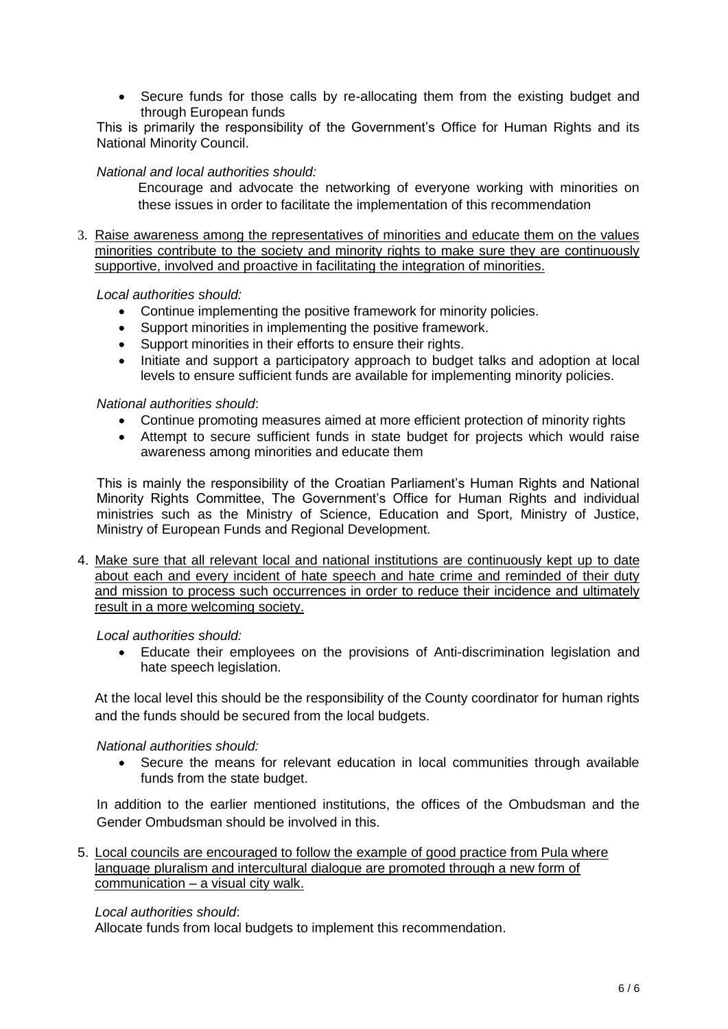- Secure funds for those calls by re-allocating them from the existing budget and through European funds

This is primarily the responsibility of the Government's Office for Human Rights and its National Minority Council.

*National and local authorities should:*

Encourage and advocate the networking of everyone working with minorities on these issues in order to facilitate the implementation of this recommendation

3. <u>Raise awareness among the representatives of minorities and educate them on the values minorities contribute to the society and minority rights to make sure they are continuously supportive, involved and proactive in facilitating the integration of minorities.</u>

*Local authorities should:*

- Continue implementing the positive framework for minority policies.
- Support minorities in implementing the positive framework.
- Support minorities in their efforts to ensure their rights.
- Initiate and support a participatory approach to budget talks and adoption at local levels to ensure sufficient funds are available for implementing minority policies.

*National authorities should*:

- Continue promoting measures aimed at more efficient protection of minority rights
- Attempt to secure sufficient funds in state budget for projects which would raise awareness among minorities and educate them

This is mainly the responsibility of the Croatian Parliament's Human Rights and National Minority Rights Committee, The Government's Office for Human Rights and individual ministries such as the Ministry of Science, Education and Sport, Ministry of Justice, Ministry of European Funds and Regional Development.

4. <u>Make sure that all relevant local and national institutions are continuously kept up to date about each and every incident of hate speech and hate crime and reminded of their duty and mission to process such occurrences in order to reduce their incidence and ultimately result in a more welcoming society.</u>

*Local authorities should:*

- Educate their employees on the provisions of Anti-discrimination legislation and hate speech legislation.

At the local level this should be the responsibility of the County coordinator for human rights and the funds should be secured from the local budgets.

*National authorities should:*

- Secure the means for relevant education in local communities through available funds from the state budget.

In addition to the earlier mentioned institutions, the offices of the Ombudsman and the Gender Ombudsman should be involved in this.

5. <u>Local councils are encouraged to follow the example of good practice from Pula where language pluralism and intercultural dialogue are promoted through a new form of communication – a visual city walk.</u>

*Local authorities should*:

Allocate funds from local budgets to implement this recommendation.